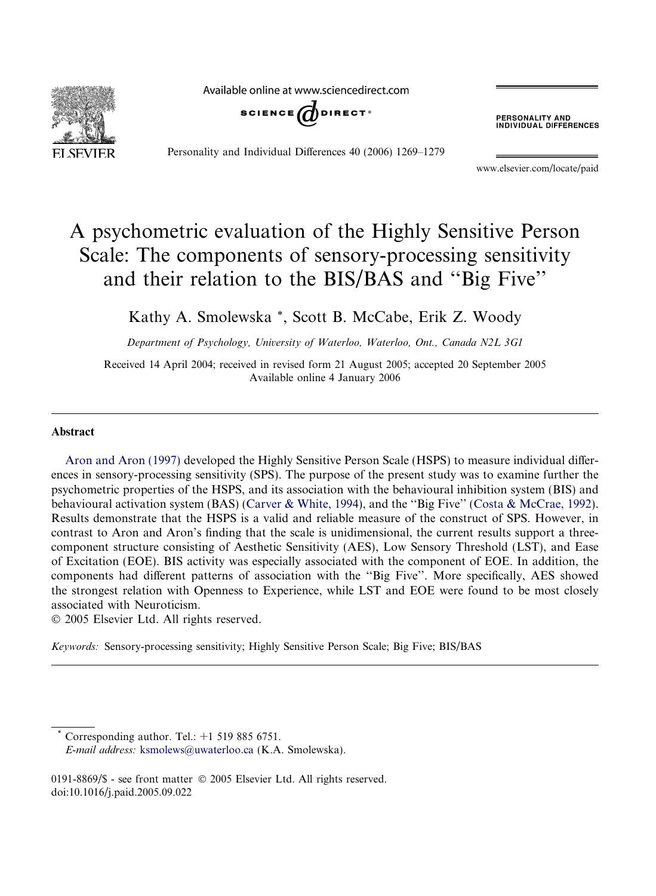# A psychometric evaluation of the Highly Sensitive Person Scale: The components of sensory-processing sensitivity and their relation to the BIS/BAS and "Big Five"

Kathy A. Smolewska *, Scott B. McCabe, Erik Z. Woody

*Department of Psychology, University of Waterloo, Waterloo, Ont., Canada N2L 3G1*

Received 14 April 2004; received in revised form 21 August 2005; accepted 20 September 2005
Available online 4 January 2006

## Abstract

Aron and Aron (1997) developed the Highly Sensitive Person Scale (HSPS) to measure individual differences in sensory-processing sensitivity (SPS). The purpose of the present study was to examine further the psychometric properties of the HSPS, and its association with the behavioural inhibition system (BIS) and behavioural activation system (BAS) (Carver & White, 1994), and the "Big Five" (Costa & McCrae, 1992). Results demonstrate that the HSPS is a valid and reliable measure of the construct of SPS. However, in contrast to Aron and Aron's finding that the scale is unidimensional, the current results support a three-component structure consisting of Aesthetic Sensitivity (AES), Low Sensory Threshold (LST), and Ease of Excitation (EOE). BIS activity was especially associated with the component of EOE. In addition, the components had different patterns of association with the "Big Five". More specifically, AES showed the strongest relation with Openness to Experience, while LST and EOE were found to be most closely associated with Neuroticism.

© 2005 Elsevier Ltd. All rights reserved.

*Keywords:* Sensory-processing sensitivity; Highly Sensitive Person Scale; Big Five; BIS/BAS

---

\* Corresponding author. Tel.: +1 519 885 6751.
*E-mail address:* ksmolews@uwaterloo.ca (K.A. Smolewska).

0191-8869/$ - see front matter © 2005 Elsevier Ltd. All rights reserved.
doi:10.1016/j.paid.2005.09.022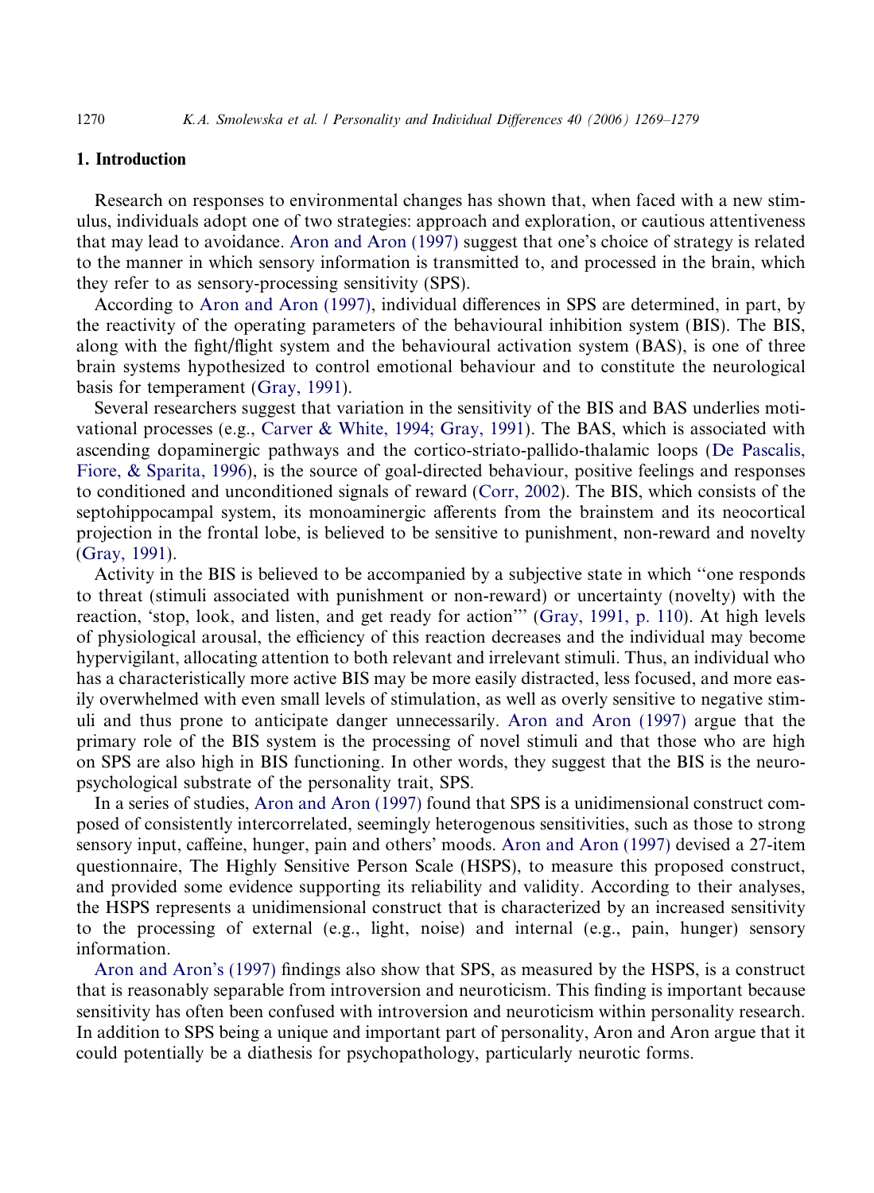## 1. Introduction

Research on responses to environmental changes has shown that, when faced with a new stimulus, individuals adopt one of two strategies: approach and exploration, or cautious attentiveness that may lead to avoidance. Aron and Aron (1997) suggest that one's choice of strategy is related to the manner in which sensory information is transmitted to, and processed in the brain, which they refer to as sensory-processing sensitivity (SPS).

According to Aron and Aron (1997), individual differences in SPS are determined, in part, by the reactivity of the operating parameters of the behavioural inhibition system (BIS). The BIS, along with the fight/flight system and the behavioural activation system (BAS), is one of three brain systems hypothesized to control emotional behaviour and to constitute the neurological basis for temperament (Gray, 1991).

Several researchers suggest that variation in the sensitivity of the BIS and BAS underlies motivational processes (e.g., Carver & White, 1994; Gray, 1991). The BAS, which is associated with ascending dopaminergic pathways and the cortico-striato-pallido-thalamic loops (De Pascalis, Fiore, & Sparita, 1996), is the source of goal-directed behaviour, positive feelings and responses to conditioned and unconditioned signals of reward (Corr, 2002). The BIS, which consists of the septohippocampal system, its monoaminergic afferents from the brainstem and its neocortical projection in the frontal lobe, is believed to be sensitive to punishment, non-reward and novelty (Gray, 1991).

Activity in the BIS is believed to be accompanied by a subjective state in which "one responds to threat (stimuli associated with punishment or non-reward) or uncertainty (novelty) with the reaction, 'stop, look, and listen, and get ready for action'" (Gray, 1991, p. 110). At high levels of physiological arousal, the efficiency of this reaction decreases and the individual may become hypervigilant, allocating attention to both relevant and irrelevant stimuli. Thus, an individual who has a characteristically more active BIS may be more easily distracted, less focused, and more easily overwhelmed with even small levels of stimulation, as well as overly sensitive to negative stimuli and thus prone to anticipate danger unnecessarily. Aron and Aron (1997) argue that the primary role of the BIS system is the processing of novel stimuli and that those who are high on SPS are also high in BIS functioning. In other words, they suggest that the BIS is the neuropsychological substrate of the personality trait, SPS.

In a series of studies, Aron and Aron (1997) found that SPS is a unidimensional construct composed of consistently intercorrelated, seemingly heterogenous sensitivities, such as those to strong sensory input, caffeine, hunger, pain and others' moods. Aron and Aron (1997) devised a 27-item questionnaire, The Highly Sensitive Person Scale (HSPS), to measure this proposed construct, and provided some evidence supporting its reliability and validity. According to their analyses, the HSPS represents a unidimensional construct that is characterized by an increased sensitivity to the processing of external (e.g., light, noise) and internal (e.g., pain, hunger) sensory information.

Aron and Aron's (1997) findings also show that SPS, as measured by the HSPS, is a construct that is reasonably separable from introversion and neuroticism. This finding is important because sensitivity has often been confused with introversion and neuroticism within personality research. In addition to SPS being a unique and important part of personality, Aron and Aron argue that it could potentially be a diathesis for psychopathology, particularly neurotic forms.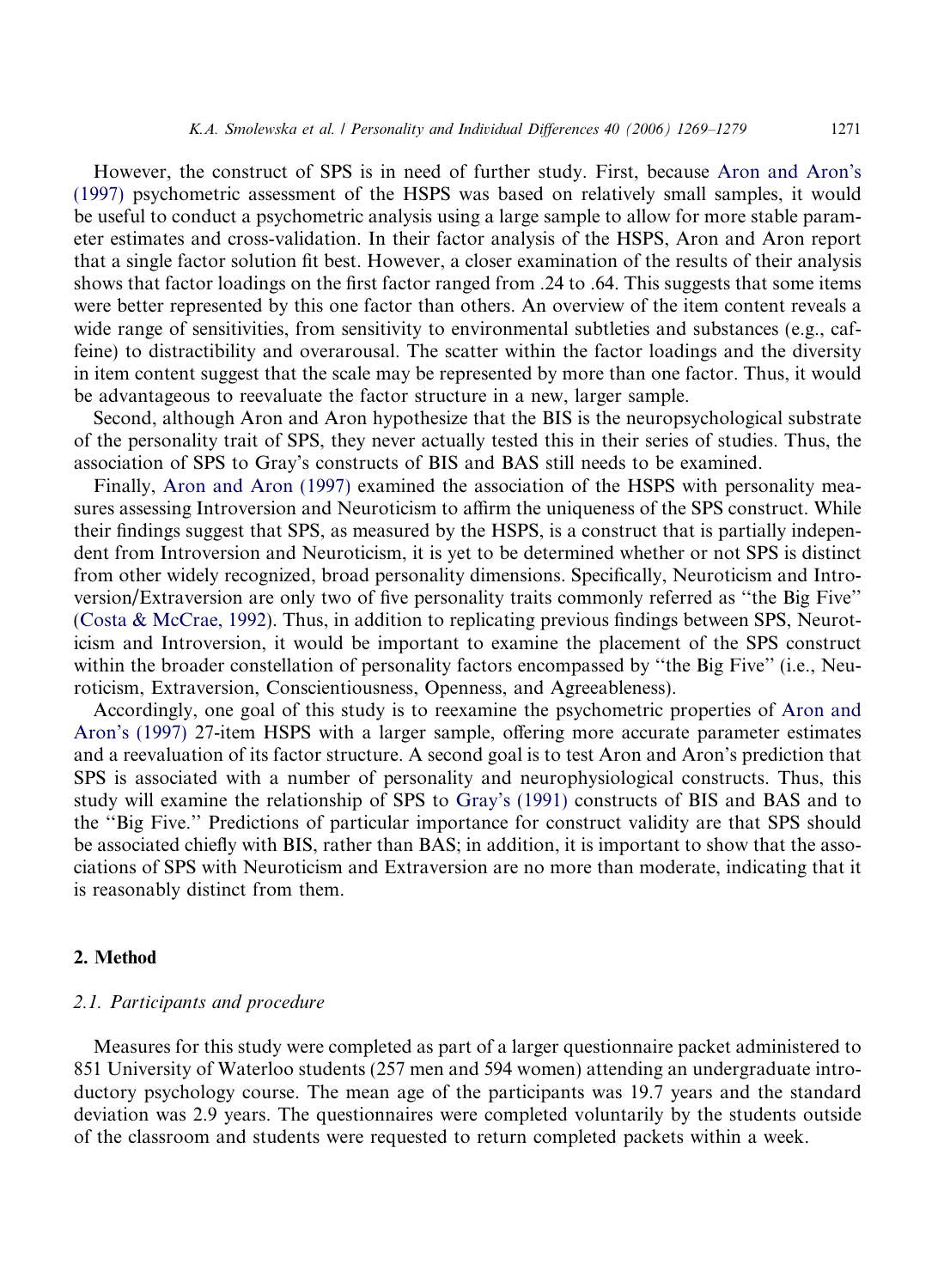However, the construct of SPS is in need of further study. First, because Aron and Aron's (1997) psychometric assessment of the HSPS was based on relatively small samples, it would be useful to conduct a psychometric analysis using a large sample to allow for more stable parameter estimates and cross-validation. In their factor analysis of the HSPS, Aron and Aron report that a single factor solution fit best. However, a closer examination of the results of their analysis shows that factor loadings on the first factor ranged from .24 to .64. This suggests that some items were better represented by this one factor than others. An overview of the item content reveals a wide range of sensitivities, from sensitivity to environmental subtleties and substances (e.g., caffeine) to distractibility and overarousal. The scatter within the factor loadings and the diversity in item content suggest that the scale may be represented by more than one factor. Thus, it would be advantageous to reevaluate the factor structure in a new, larger sample.

Second, although Aron and Aron hypothesize that the BIS is the neuropsychological substrate of the personality trait of SPS, they never actually tested this in their series of studies. Thus, the association of SPS to Gray's constructs of BIS and BAS still needs to be examined.

Finally, Aron and Aron (1997) examined the association of the HSPS with personality measures assessing Introversion and Neuroticism to affirm the uniqueness of the SPS construct. While their findings suggest that SPS, as measured by the HSPS, is a construct that is partially independent from Introversion and Neuroticism, it is yet to be determined whether or not SPS is distinct from other widely recognized, broad personality dimensions. Specifically, Neuroticism and Introversion/Extraversion are only two of five personality traits commonly referred as ''the Big Five'' (Costa & McCrae, 1992). Thus, in addition to replicating previous findings between SPS, Neuroticism and Introversion, it would be important to examine the placement of the SPS construct within the broader constellation of personality factors encompassed by ''the Big Five'' (i.e., Neuroticism, Extraversion, Conscientiousness, Openness, and Agreeableness).

Accordingly, one goal of this study is to reexamine the psychometric properties of Aron and Aron's (1997) 27-item HSPS with a larger sample, offering more accurate parameter estimates and a reevaluation of its factor structure. A second goal is to test Aron and Aron's prediction that SPS is associated with a number of personality and neurophysiological constructs. Thus, this study will examine the relationship of SPS to Gray's (1991) constructs of BIS and BAS and to the ''Big Five.'' Predictions of particular importance for construct validity are that SPS should be associated chiefly with BIS, rather than BAS; in addition, it is important to show that the associations of SPS with Neuroticism and Extraversion are no more than moderate, indicating that it is reasonably distinct from them.

## 2. Method

### *2.1. Participants and procedure*

Measures for this study were completed as part of a larger questionnaire packet administered to 851 University of Waterloo students (257 men and 594 women) attending an undergraduate introductory psychology course. The mean age of the participants was 19.7 years and the standard deviation was 2.9 years. The questionnaires were completed voluntarily by the students outside of the classroom and students were requested to return completed packets within a week.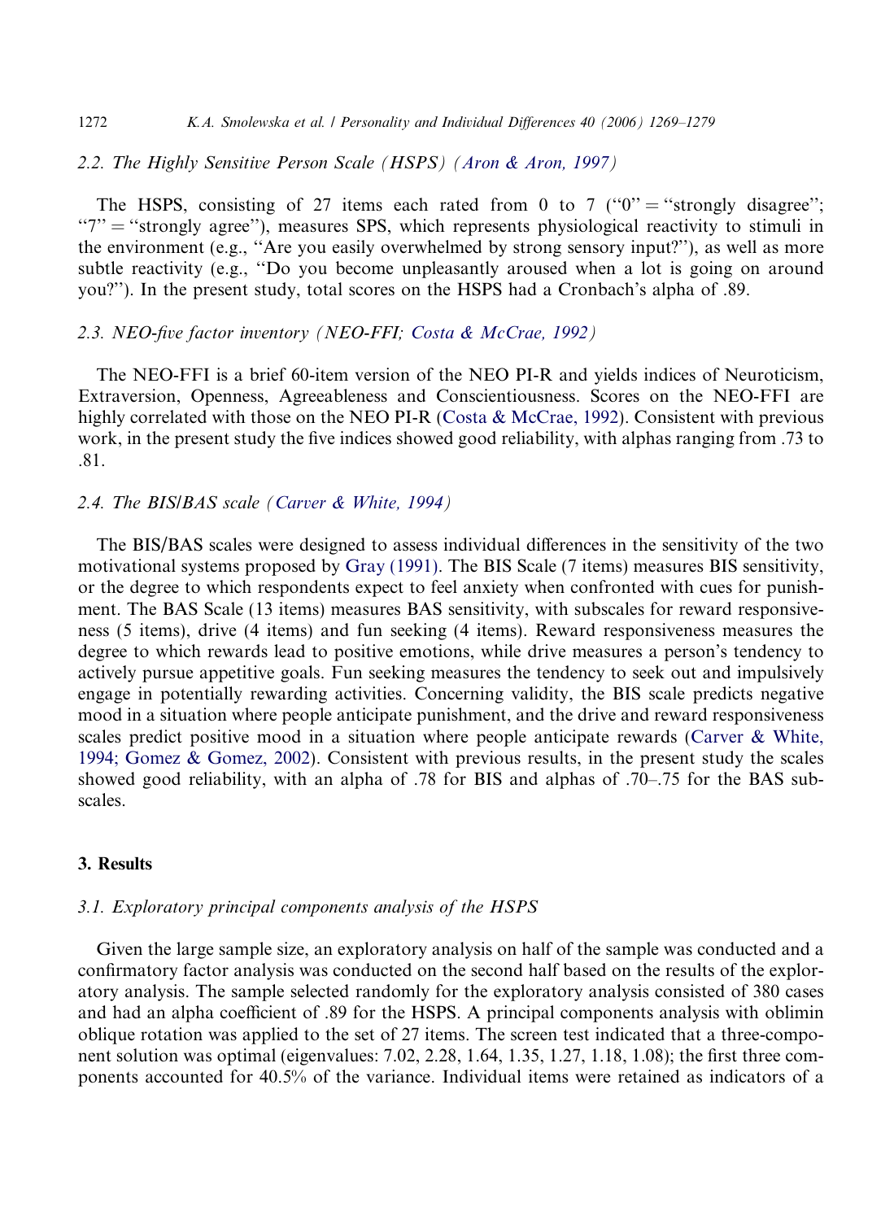### 2.2. The Highly Sensitive Person Scale (HSPS) (Aron & Aron, 1997)

The HSPS, consisting of 27 items each rated from 0 to 7 ("0" = "strongly disagree"; "7" = "strongly agree"), measures SPS, which represents physiological reactivity to stimuli in the environment (e.g., "Are you easily overwhelmed by strong sensory input?"), as well as more subtle reactivity (e.g., "Do you become unpleasantly aroused when a lot is going on around you?"). In the present study, total scores on the HSPS had a Cronbach's alpha of .89.

### 2.3. NEO-five factor inventory (NEO-FFI; Costa & McCrae, 1992)

The NEO-FFI is a brief 60-item version of the NEO PI-R and yields indices of Neuroticism, Extraversion, Openness, Agreeableness and Conscientiousness. Scores on the NEO-FFI are highly correlated with those on the NEO PI-R (Costa & McCrae, 1992). Consistent with previous work, in the present study the five indices showed good reliability, with alphas ranging from .73 to .81.

### 2.4. The BIS/BAS scale (Carver & White, 1994)

The BIS/BAS scales were designed to assess individual differences in the sensitivity of the two motivational systems proposed by Gray (1991). The BIS Scale (7 items) measures BIS sensitivity, or the degree to which respondents expect to feel anxiety when confronted with cues for punishment. The BAS Scale (13 items) measures BAS sensitivity, with subscales for reward responsiveness (5 items), drive (4 items) and fun seeking (4 items). Reward responsiveness measures the degree to which rewards lead to positive emotions, while drive measures a person's tendency to actively pursue appetitive goals. Fun seeking measures the tendency to seek out and impulsively engage in potentially rewarding activities. Concerning validity, the BIS scale predicts negative mood in a situation where people anticipate punishment, and the drive and reward responsiveness scales predict positive mood in a situation where people anticipate rewards (Carver & White, 1994; Gomez & Gomez, 2002). Consistent with previous results, in the present study the scales showed good reliability, with an alpha of .78 for BIS and alphas of .70–.75 for the BAS subscales.

## 3. Results

### 3.1. Exploratory principal components analysis of the HSPS

Given the large sample size, an exploratory analysis on half of the sample was conducted and a confirmatory factor analysis was conducted on the second half based on the results of the exploratory analysis. The sample selected randomly for the exploratory analysis consisted of 380 cases and had an alpha coefficient of .89 for the HSPS. A principal components analysis with oblimin oblique rotation was applied to the set of 27 items. The screen test indicated that a three-component solution was optimal (eigenvalues: 7.02, 2.28, 1.64, 1.35, 1.27, 1.18, 1.08); the first three components accounted for 40.5% of the variance. Individual items were retained as indicators of a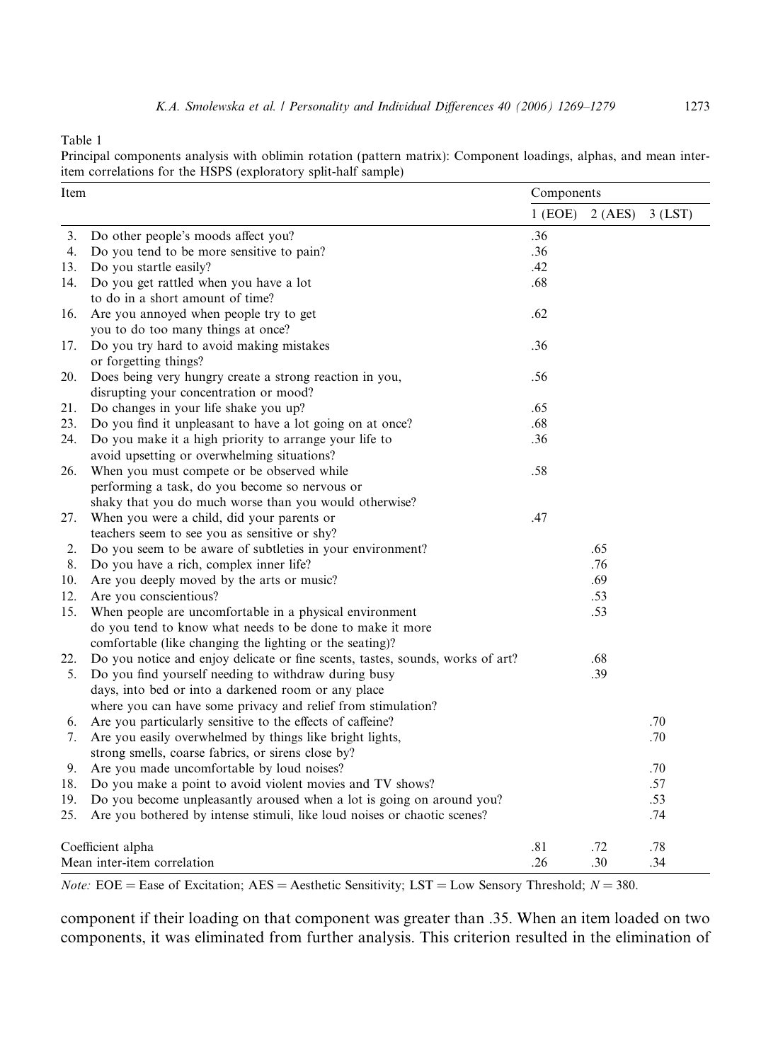Table 1

Principal components analysis with oblimin rotation (pattern matrix): Component loadings, alphas, and mean inter-item correlations for the HSPS (exploratory split-half sample)

| Item | | Components | | |
|---|---|---|---|---|
| | | 1 (EOE) | 2 (AES) | 3 (LST) |
| 3. | Do other people's moods affect you? | .36 | | |
| 4. | Do you tend to be more sensitive to pain? | .36 | | |
| 13. | Do you startle easily? | .42 | | |
| 14. | Do you get rattled when you have a lot to do in a short amount of time? | .68 | | |
| 16. | Are you annoyed when people try to get you to do too many things at once? | .62 | | |
| 17. | Do you try hard to avoid making mistakes or forgetting things? | .36 | | |
| 20. | Does being very hungry create a strong reaction in you, disrupting your concentration or mood? | .56 | | |
| 21. | Do changes in your life shake you up? | .65 | | |
| 23. | Do you find it unpleasant to have a lot going on at once? | .68 | | |
| 24. | Do you make it a high priority to arrange your life to avoid upsetting or overwhelming situations? | .36 | | |
| 26. | When you must compete or be observed while performing a task, do you become so nervous or shaky that you do much worse than you would otherwise? | .58 | | |
| 27. | When you were a child, did your parents or teachers seem to see you as sensitive or shy? | .47 | | |
| 2. | Do you seem to be aware of subtleties in your environment? | | .65 | |
| 8. | Do you have a rich, complex inner life? | | .76 | |
| 10. | Are you deeply moved by the arts or music? | | .69 | |
| 12. | Are you conscientious? | | .53 | |
| 15. | When people are uncomfortable in a physical environment do you tend to know what needs to be done to make it more comfortable (like changing the lighting or the seating)? | | .53 | |
| 22. | Do you notice and enjoy delicate or fine scents, tastes, sounds, works of art? | | .68 | |
| 5. | Do you find yourself needing to withdraw during busy days, into bed or into a darkened room or any place where you can have some privacy and relief from stimulation? | | .39 | |
| 6. | Are you particularly sensitive to the effects of caffeine? | | | .70 |
| 7. | Are you easily overwhelmed by things like bright lights, strong smells, coarse fabrics, or sirens close by? | | | .70 |
| 9. | Are you made uncomfortable by loud noises? | | | .70 |
| 18. | Do you make a point to avoid violent movies and TV shows? | | | .57 |
| 19. | Do you become unpleasantly aroused when a lot is going on around you? | | | .53 |
| 25. | Are you bothered by intense stimuli, like loud noises or chaotic scenes? | | | .74 |
| Coefficient alpha | | .81 | .72 | .78 |
| Mean inter-item correlation | | .26 | .30 | .34 |

*Note:* EOE = Ease of Excitation; AES = Aesthetic Sensitivity; LST = Low Sensory Threshold; $N = 380$.

component if their loading on that component was greater than .35. When an item loaded on two components, it was eliminated from further analysis. This criterion resulted in the elimination of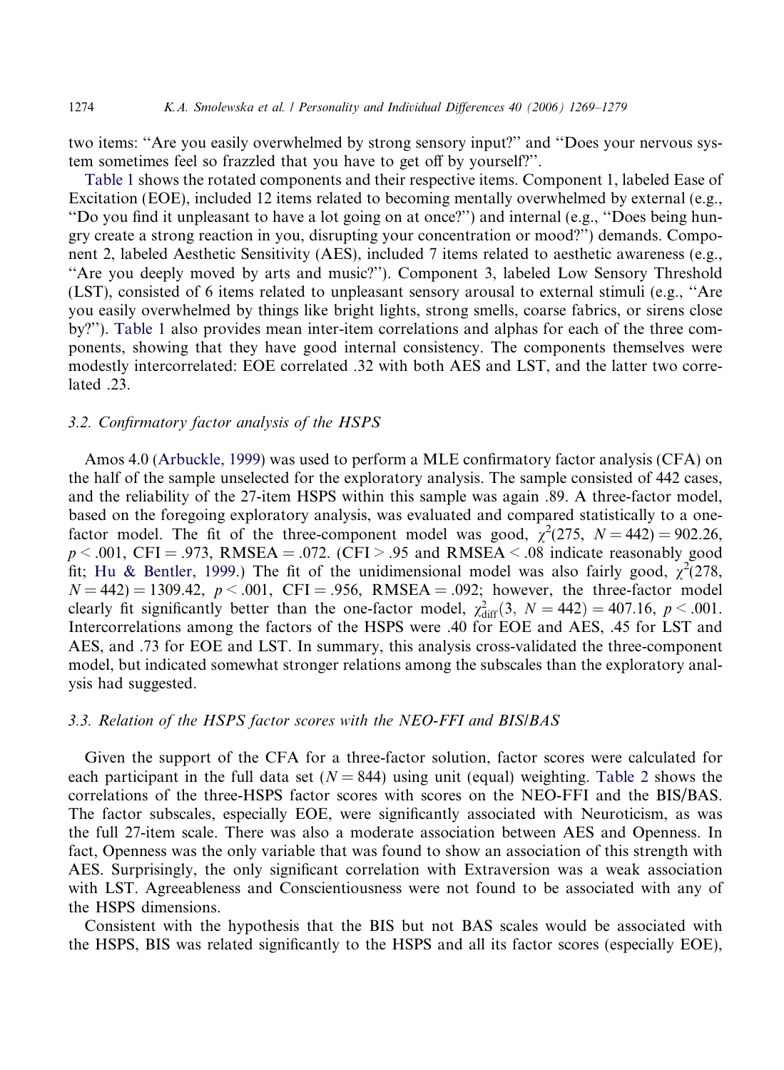two items: "Are you easily overwhelmed by strong sensory input?" and "Does your nervous system sometimes feel so frazzled that you have to get off by yourself?".

Table 1 shows the rotated components and their respective items. Component 1, labeled Ease of Excitation (EOE), included 12 items related to becoming mentally overwhelmed by external (e.g., "Do you find it unpleasant to have a lot going on at once?") and internal (e.g., "Does being hungry create a strong reaction in you, disrupting your concentration or mood?") demands. Component 2, labeled Aesthetic Sensitivity (AES), included 7 items related to aesthetic awareness (e.g., "Are you deeply moved by arts and music?"). Component 3, labeled Low Sensory Threshold (LST), consisted of 6 items related to unpleasant sensory arousal to external stimuli (e.g., "Are you easily overwhelmed by things like bright lights, strong smells, coarse fabrics, or sirens close by?"). Table 1 also provides mean inter-item correlations and alphas for each of the three components, showing that they have good internal consistency. The components themselves were modestly intercorrelated: EOE correlated .32 with both AES and LST, and the latter two correlated .23.

### 3.2. Confirmatory factor analysis of the HSPS

Amos 4.0 (Arbuckle, 1999) was used to perform a MLE confirmatory factor analysis (CFA) on the half of the sample unselected for the exploratory analysis. The sample consisted of 442 cases, and the reliability of the 27-item HSPS within this sample was again .89. A three-factor model, based on the foregoing exploratory analysis, was evaluated and compared statistically to a one-factor model. The fit of the three-component model was good, $\chi^2(275,\ N = 442) = 902.26$, $p < .001$, CFI = .973, RMSEA = .072. (CFI > .95 and RMSEA < .08 indicate reasonably good fit; Hu & Bentler, 1999.) The fit of the unidimensional model was also fairly good, $\chi^2(278,\ N = 442) = 1309.42$, $p < .001$, CFI = .956, RMSEA = .092; however, the three-factor model clearly fit significantly better than the one-factor model, $\chi^2_{\text{diff}}(3,\ N = 442) = 407.16$, $p < .001$. Intercorrelations among the factors of the HSPS were .40 for EOE and AES, .45 for LST and AES, and .73 for EOE and LST. In summary, this analysis cross-validated the three-component model, but indicated somewhat stronger relations among the subscales than the exploratory analysis had suggested.

### 3.3. Relation of the HSPS factor scores with the NEO-FFI and BIS/BAS

Given the support of the CFA for a three-factor solution, factor scores were calculated for each participant in the full data set ($N = 844$) using unit (equal) weighting. Table 2 shows the correlations of the three-HSPS factor scores with scores on the NEO-FFI and the BIS/BAS. The factor subscales, especially EOE, were significantly associated with Neuroticism, as was the full 27-item scale. There was also a moderate association between AES and Openness. In fact, Openness was the only variable that was found to show an association of this strength with AES. Surprisingly, the only significant correlation with Extraversion was a weak association with LST. Agreeableness and Conscientiousness were not found to be associated with any of the HSPS dimensions.

Consistent with the hypothesis that the BIS but not BAS scales would be associated with the HSPS, BIS was related significantly to the HSPS and all its factor scores (especially EOE),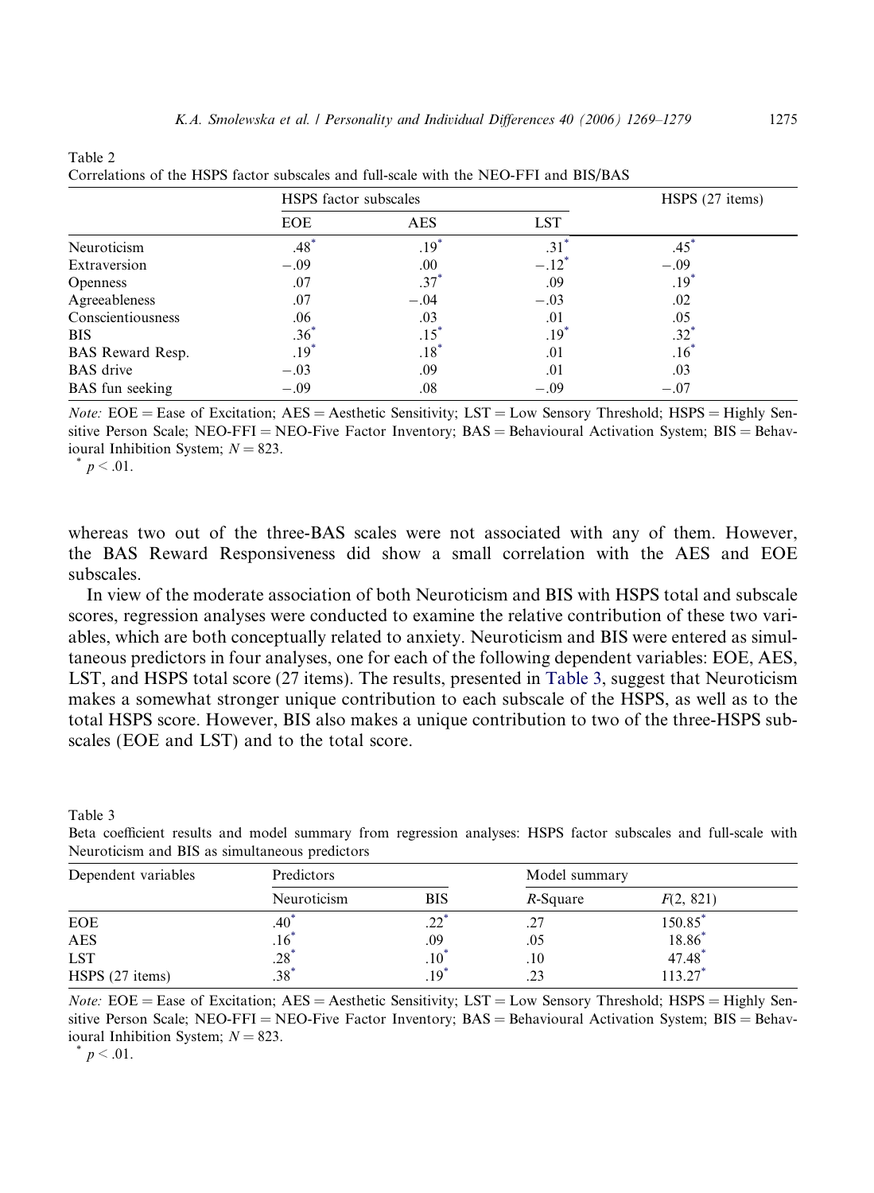Table 2
Correlations of the HSPS factor subscales and full-scale with the NEO-FFI and BIS/BAS

| | HSPS factor subscales | | | HSPS (27 items) |
|---|---|---|---|---|
| | EOE | AES | LST | |
| Neuroticism | .48* | .19* | .31* | .45* |
| Extraversion | −.09 | .00 | −.12* | −.09 |
| Openness | .07 | .37* | .09 | .19* |
| Agreeableness | .07 | −.04 | −.03 | .02 |
| Conscientiousness | .06 | .03 | .01 | .05 |
| BIS | .36* | .15* | .19* | .32* |
| BAS Reward Resp. | .19* | .18* | .01 | .16* |
| BAS drive | −.03 | .09 | .01 | .03 |
| BAS fun seeking | −.09 | .08 | −.09 | −.07 |

*Note:* EOE = Ease of Excitation; AES = Aesthetic Sensitivity; LST = Low Sensory Threshold; HSPS = Highly Sensitive Person Scale; NEO-FFI = NEO-Five Factor Inventory; BAS = Behavioural Activation System; BIS = Behavioural Inhibition System; $N = 823$.

\* $p < .01$.

whereas two out of the three-BAS scales were not associated with any of them. However, the BAS Reward Responsiveness did show a small correlation with the AES and EOE subscales.

In view of the moderate association of both Neuroticism and BIS with HSPS total and subscale scores, regression analyses were conducted to examine the relative contribution of these two variables, which are both conceptually related to anxiety. Neuroticism and BIS were entered as simultaneous predictors in four analyses, one for each of the following dependent variables: EOE, AES, LST, and HSPS total score (27 items). The results, presented in Table 3, suggest that Neuroticism makes a somewhat stronger unique contribution to each subscale of the HSPS, as well as to the total HSPS score. However, BIS also makes a unique contribution to two of the three-HSPS subscales (EOE and LST) and to the total score.

Table 3
Beta coefficient results and model summary from regression analyses: HSPS factor subscales and full-scale with Neuroticism and BIS as simultaneous predictors

| Dependent variables | Predictors | | Model summary | |
|---|---|---|---|---|
| | Neuroticism | BIS | *R*-Square | $F(2, 821)$ |
| EOE | .40* | .22* | .27 | 150.85* |
| AES | .16* | .09 | .05 | 18.86* |
| LST | .28* | .10* | .10 | 47.48* |
| HSPS (27 items) | .38* | .19* | .23 | 113.27* |

*Note:* EOE = Ease of Excitation; AES = Aesthetic Sensitivity; LST = Low Sensory Threshold; HSPS = Highly Sensitive Person Scale; NEO-FFI = NEO-Five Factor Inventory; BAS = Behavioural Activation System; BIS = Behavioural Inhibition System; $N = 823$.

\* $p < .01$.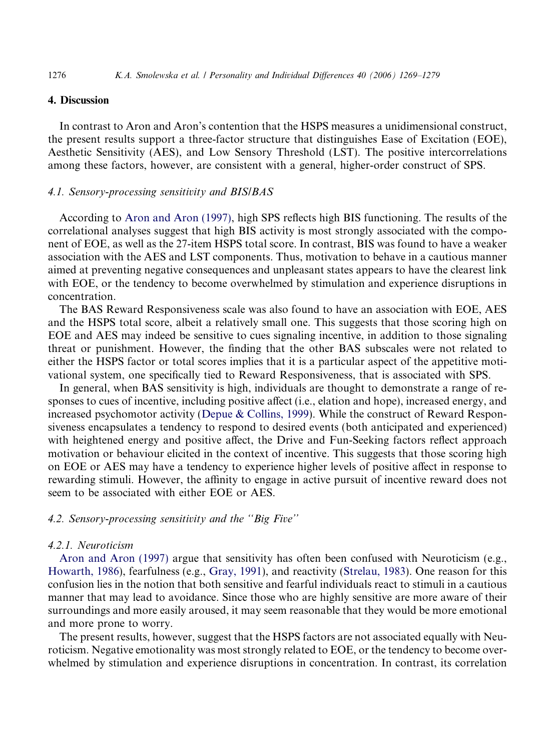## 4. Discussion

In contrast to Aron and Aron's contention that the HSPS measures a unidimensional construct, the present results support a three-factor structure that distinguishes Ease of Excitation (EOE), Aesthetic Sensitivity (AES), and Low Sensory Threshold (LST). The positive intercorrelations among these factors, however, are consistent with a general, higher-order construct of SPS.

### 4.1. Sensory-processing sensitivity and BIS/BAS

According to Aron and Aron (1997), high SPS reflects high BIS functioning. The results of the correlational analyses suggest that high BIS activity is most strongly associated with the component of EOE, as well as the 27-item HSPS total score. In contrast, BIS was found to have a weaker association with the AES and LST components. Thus, motivation to behave in a cautious manner aimed at preventing negative consequences and unpleasant states appears to have the clearest link with EOE, or the tendency to become overwhelmed by stimulation and experience disruptions in concentration.

The BAS Reward Responsiveness scale was also found to have an association with EOE, AES and the HSPS total score, albeit a relatively small one. This suggests that those scoring high on EOE and AES may indeed be sensitive to cues signaling incentive, in addition to those signaling threat or punishment. However, the finding that the other BAS subscales were not related to either the HSPS factor or total scores implies that it is a particular aspect of the appetitive motivational system, one specifically tied to Reward Responsiveness, that is associated with SPS.

In general, when BAS sensitivity is high, individuals are thought to demonstrate a range of responses to cues of incentive, including positive affect (i.e., elation and hope), increased energy, and increased psychomotor activity (Depue & Collins, 1999). While the construct of Reward Responsiveness encapsulates a tendency to respond to desired events (both anticipated and experienced) with heightened energy and positive affect, the Drive and Fun-Seeking factors reflect approach motivation or behaviour elicited in the context of incentive. This suggests that those scoring high on EOE or AES may have a tendency to experience higher levels of positive affect in response to rewarding stimuli. However, the affinity to engage in active pursuit of incentive reward does not seem to be associated with either EOE or AES.

### 4.2. Sensory-processing sensitivity and the "Big Five"

#### 4.2.1. Neuroticism

Aron and Aron (1997) argue that sensitivity has often been confused with Neuroticism (e.g., Howarth, 1986), fearfulness (e.g., Gray, 1991), and reactivity (Strelau, 1983). One reason for this confusion lies in the notion that both sensitive and fearful individuals react to stimuli in a cautious manner that may lead to avoidance. Since those who are highly sensitive are more aware of their surroundings and more easily aroused, it may seem reasonable that they would be more emotional and more prone to worry.

The present results, however, suggest that the HSPS factors are not associated equally with Neuroticism. Negative emotionality was most strongly related to EOE, or the tendency to become overwhelmed by stimulation and experience disruptions in concentration. In contrast, its correlation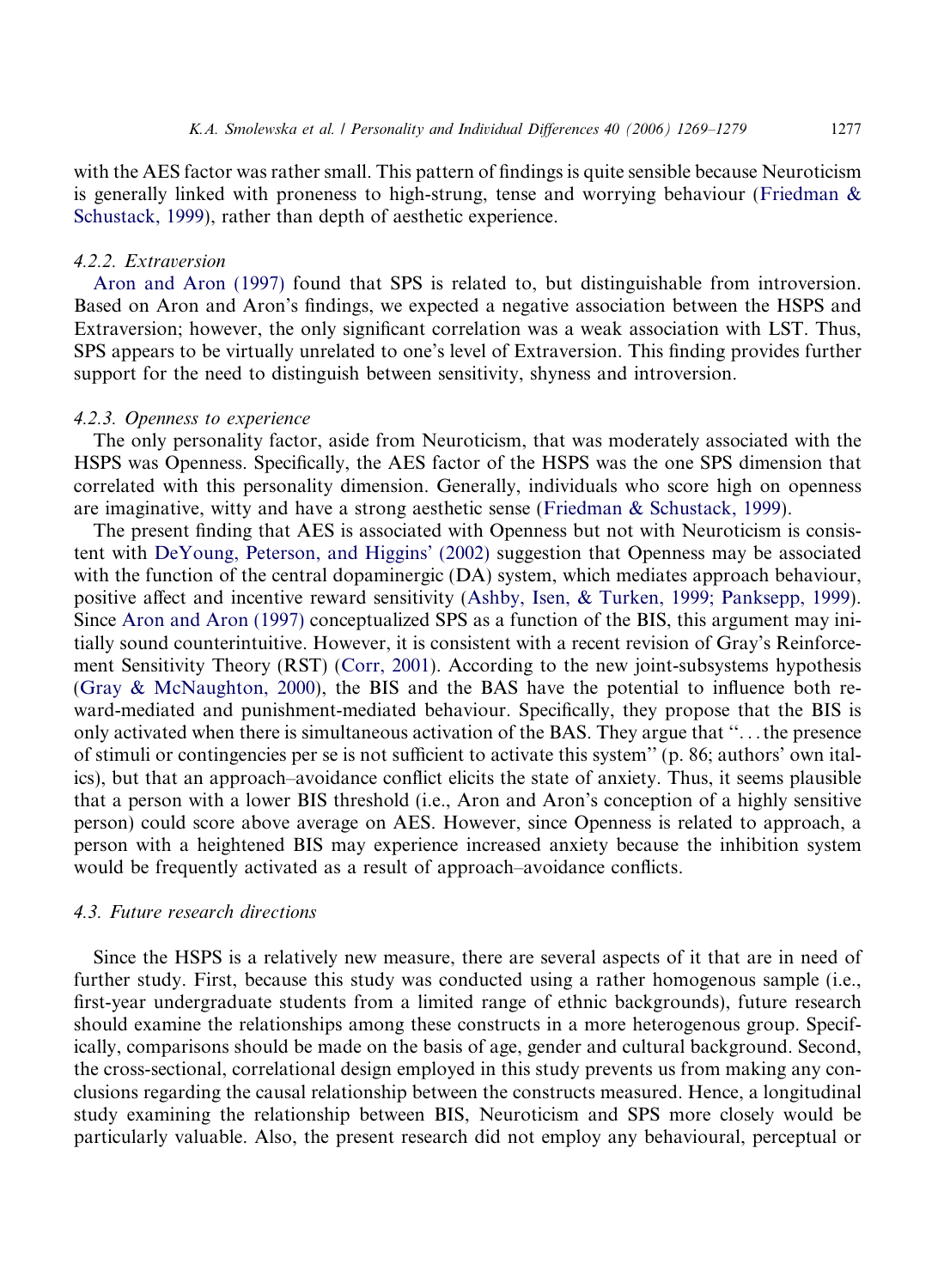with the AES factor was rather small. This pattern of findings is quite sensible because Neuroticism is generally linked with proneness to high-strung, tense and worrying behaviour (Friedman & Schustack, 1999), rather than depth of aesthetic experience.

#### 4.2.2. Extraversion

Aron and Aron (1997) found that SPS is related to, but distinguishable from introversion. Based on Aron and Aron's findings, we expected a negative association between the HSPS and Extraversion; however, the only significant correlation was a weak association with LST. Thus, SPS appears to be virtually unrelated to one's level of Extraversion. This finding provides further support for the need to distinguish between sensitivity, shyness and introversion.

#### 4.2.3. Openness to experience

The only personality factor, aside from Neuroticism, that was moderately associated with the HSPS was Openness. Specifically, the AES factor of the HSPS was the one SPS dimension that correlated with this personality dimension. Generally, individuals who score high on openness are imaginative, witty and have a strong aesthetic sense (Friedman & Schustack, 1999).

The present finding that AES is associated with Openness but not with Neuroticism is consistent with DeYoung, Peterson, and Higgins' (2002) suggestion that Openness may be associated with the function of the central dopaminergic (DA) system, which mediates approach behaviour, positive affect and incentive reward sensitivity (Ashby, Isen, & Turken, 1999; Panksepp, 1999). Since Aron and Aron (1997) conceptualized SPS as a function of the BIS, this argument may initially sound counterintuitive. However, it is consistent with a recent revision of Gray's Reinforcement Sensitivity Theory (RST) (Corr, 2001). According to the new joint-subsystems hypothesis (Gray & McNaughton, 2000), the BIS and the BAS have the potential to influence both reward-mediated and punishment-mediated behaviour. Specifically, they propose that the BIS is only activated when there is simultaneous activation of the BAS. They argue that "...the presence of stimuli or contingencies per se is not sufficient to activate this system" (p. 86; authors' own italics), but that an approach–avoidance conflict elicits the state of anxiety. Thus, it seems plausible that a person with a lower BIS threshold (i.e., Aron and Aron's conception of a highly sensitive person) could score above average on AES. However, since Openness is related to approach, a person with a heightened BIS may experience increased anxiety because the inhibition system would be frequently activated as a result of approach–avoidance conflicts.

### 4.3. Future research directions

Since the HSPS is a relatively new measure, there are several aspects of it that are in need of further study. First, because this study was conducted using a rather homogenous sample (i.e., first-year undergraduate students from a limited range of ethnic backgrounds), future research should examine the relationships among these constructs in a more heterogenous group. Specifically, comparisons should be made on the basis of age, gender and cultural background. Second, the cross-sectional, correlational design employed in this study prevents us from making any conclusions regarding the causal relationship between the constructs measured. Hence, a longitudinal study examining the relationship between BIS, Neuroticism and SPS more closely would be particularly valuable. Also, the present research did not employ any behavioural, perceptual or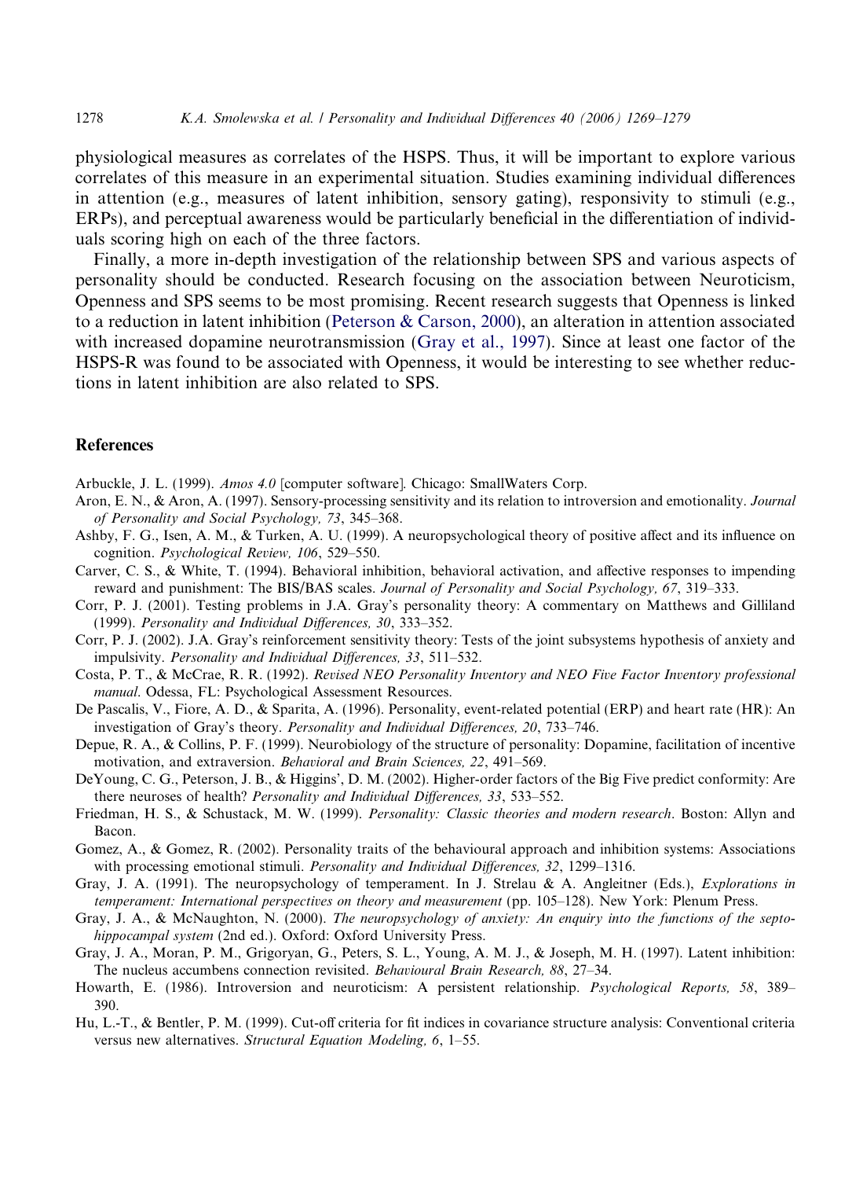physiological measures as correlates of the HSPS. Thus, it will be important to explore various correlates of this measure in an experimental situation. Studies examining individual differences in attention (e.g., measures of latent inhibition, sensory gating), responsivity to stimuli (e.g., ERPs), and perceptual awareness would be particularly beneficial in the differentiation of individuals scoring high on each of the three factors.

Finally, a more in-depth investigation of the relationship between SPS and various aspects of personality should be conducted. Research focusing on the association between Neuroticism, Openness and SPS seems to be most promising. Recent research suggests that Openness is linked to a reduction in latent inhibition (Peterson & Carson, 2000), an alteration in attention associated with increased dopamine neurotransmission (Gray et al., 1997). Since at least one factor of the HSPS-R was found to be associated with Openness, it would be interesting to see whether reductions in latent inhibition are also related to SPS.

## References

Arbuckle, J. L. (1999). *Amos 4.0* [computer software]. Chicago: SmallWaters Corp.

Aron, E. N., & Aron, A. (1997). Sensory-processing sensitivity and its relation to introversion and emotionality. *Journal of Personality and Social Psychology, 73*, 345–368.

Ashby, F. G., Isen, A. M., & Turken, A. U. (1999). A neuropsychological theory of positive affect and its influence on cognition. *Psychological Review, 106*, 529–550.

Carver, C. S., & White, T. (1994). Behavioral inhibition, behavioral activation, and affective responses to impending reward and punishment: The BIS/BAS scales. *Journal of Personality and Social Psychology, 67*, 319–333.

Corr, P. J. (2001). Testing problems in J.A. Gray's personality theory: A commentary on Matthews and Gilliland (1999). *Personality and Individual Differences, 30*, 333–352.

Corr, P. J. (2002). J.A. Gray's reinforcement sensitivity theory: Tests of the joint subsystems hypothesis of anxiety and impulsivity. *Personality and Individual Differences, 33*, 511–532.

Costa, P. T., & McCrae, R. R. (1992). *Revised NEO Personality Inventory and NEO Five Factor Inventory professional manual*. Odessa, FL: Psychological Assessment Resources.

De Pascalis, V., Fiore, A. D., & Sparita, A. (1996). Personality, event-related potential (ERP) and heart rate (HR): An investigation of Gray's theory. *Personality and Individual Differences, 20*, 733–746.

Depue, R. A., & Collins, P. F. (1999). Neurobiology of the structure of personality: Dopamine, facilitation of incentive motivation, and extraversion. *Behavioral and Brain Sciences, 22*, 491–569.

DeYoung, C. G., Peterson, J. B., & Higgins', D. M. (2002). Higher-order factors of the Big Five predict conformity: Are there neuroses of health? *Personality and Individual Differences, 33*, 533–552.

Friedman, H. S., & Schustack, M. W. (1999). *Personality: Classic theories and modern research*. Boston: Allyn and Bacon.

Gomez, A., & Gomez, R. (2002). Personality traits of the behavioural approach and inhibition systems: Associations with processing emotional stimuli. *Personality and Individual Differences, 32*, 1299–1316.

Gray, J. A. (1991). The neuropsychology of temperament. In J. Strelau & A. Angleitner (Eds.), *Explorations in temperament: International perspectives on theory and measurement* (pp. 105–128). New York: Plenum Press.

Gray, J. A., & McNaughton, N. (2000). *The neuropsychology of anxiety: An enquiry into the functions of the septo-hippocampal system* (2nd ed.). Oxford: Oxford University Press.

Gray, J. A., Moran, P. M., Grigoryan, G., Peters, S. L., Young, A. M. J., & Joseph, M. H. (1997). Latent inhibition: The nucleus accumbens connection revisited. *Behavioural Brain Research, 88*, 27–34.

Howarth, E. (1986). Introversion and neuroticism: A persistent relationship. *Psychological Reports, 58*, 389–390.

Hu, L.-T., & Bentler, P. M. (1999). Cut-off criteria for fit indices in covariance structure analysis: Conventional criteria versus new alternatives. *Structural Equation Modeling, 6*, 1–55.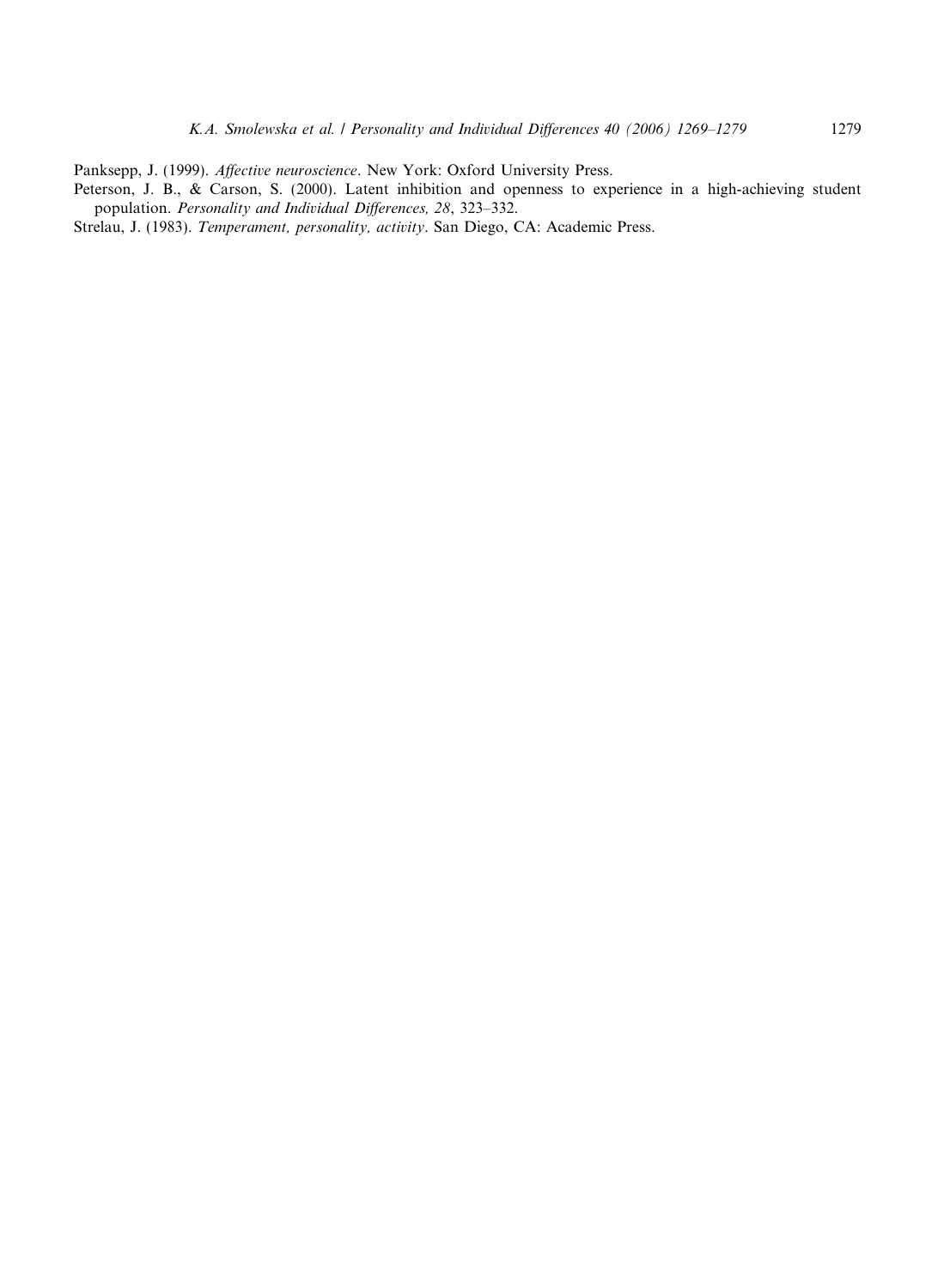Panksepp, J. (1999). *Affective neuroscience*. New York: Oxford University Press.

Peterson, J. B., & Carson, S. (2000). Latent inhibition and openness to experience in a high-achieving student population. *Personality and Individual Differences, 28*, 323–332.

Strelau, J. (1983). *Temperament, personality, activity*. San Diego, CA: Academic Press.